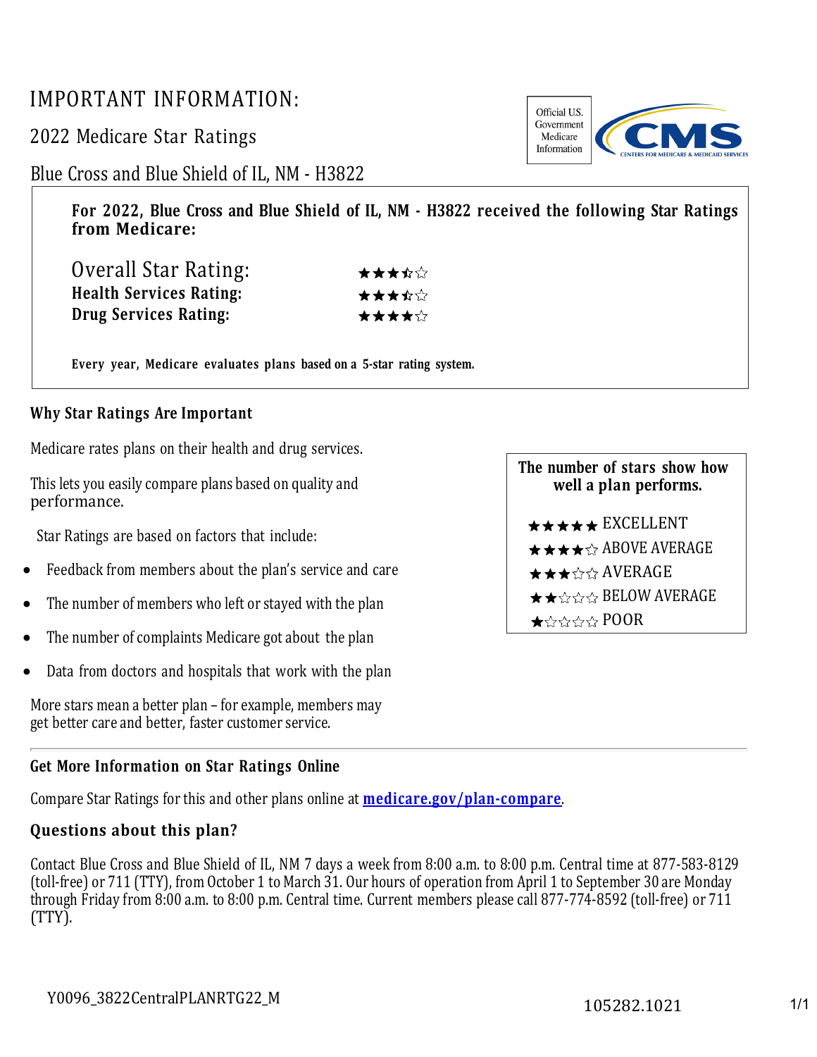# IMPORTANT INFORMATION:

## 2022 Medicare Star Ratings

## Blue Cross and Blue Shield of IL, NM - H3822

Official U.S. Government Medicare Information

**For 2022, Blue Cross and Blue Shield of IL, NM - H3822 received the following Star Ratings from Medicare:**

| | |
|---|---|
| Overall Star Rating: | ★★★½☆ |
| **Health Services Rating:** | ★★★½☆ |
| **Drug Services Rating:** | ★★★★☆ |

**Every year, Medicare evaluates plans based on a 5-star rating system.**

### Why Star Ratings Are Important

Medicare rates plans on their health and drug services.

This lets you easily compare plans based on quality and performance.

Star Ratings are based on factors that include:

- Feedback from members about the plan's service and care
- The number of members who left or stayed with the plan
- The number of complaints Medicare got about the plan
- Data from doctors and hospitals that work with the plan

More stars mean a better plan – for example, members may get better care and better, faster customer service.

**The number of stars show how well a plan performs.**

- ★★★★★ EXCELLENT
- ★★★★☆ ABOVE AVERAGE
- ★★★☆☆ AVERAGE
- ★★☆☆☆ BELOW AVERAGE
- ★☆☆☆☆ POOR

### Get More Information on Star Ratings Online

Compare Star Ratings for this and other plans online at **medicare.gov/plan-compare**.

### Questions about this plan?

Contact Blue Cross and Blue Shield of IL, NM 7 days a week from 8:00 a.m. to 8:00 p.m. Central time at 877-583-8129 (toll-free) or 711 (TTY), from October 1 to March 31. Our hours of operation from April 1 to September 30 are Monday through Friday from 8:00 a.m. to 8:00 p.m. Central time. Current members please call 877-774-8592 (toll-free) or 711 (TTY).

Y0096_3822CentralPLANRTG22_M 105282.1021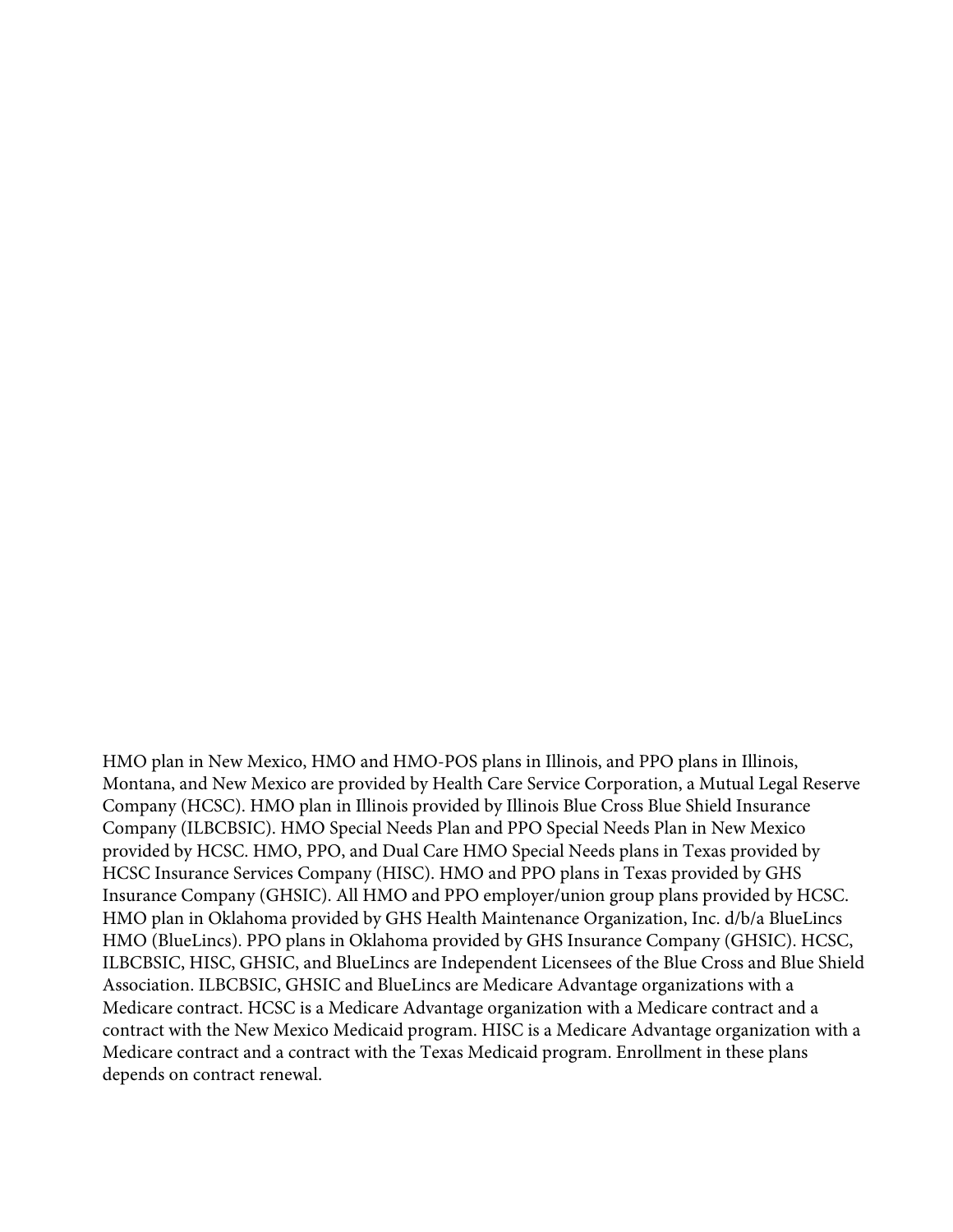HMO plan in New Mexico, HMO and HMO-POS plans in Illinois, and PPO plans in Illinois, Montana, and New Mexico are provided by Health Care Service Corporation, a Mutual Legal Reserve Company (HCSC). HMO plan in Illinois provided by Illinois Blue Cross Blue Shield Insurance Company (ILBCBSIC). HMO Special Needs Plan and PPO Special Needs Plan in New Mexico provided by HCSC. HMO, PPO, and Dual Care HMO Special Needs plans in Texas provided by HCSC Insurance Services Company (HISC). HMO and PPO plans in Texas provided by GHS Insurance Company (GHSIC). All HMO and PPO employer/union group plans provided by HCSC. HMO plan in Oklahoma provided by GHS Health Maintenance Organization, Inc. d/b/a BlueLincs HMO (BlueLincs). PPO plans in Oklahoma provided by GHS Insurance Company (GHSIC). HCSC, ILBCBSIC, HISC, GHSIC, and BlueLincs are Independent Licensees of the Blue Cross and Blue Shield Association. ILBCBSIC, GHSIC and BlueLincs are Medicare Advantage organizations with a Medicare contract. HCSC is a Medicare Advantage organization with a Medicare contract and a contract with the New Mexico Medicaid program. HISC is a Medicare Advantage organization with a Medicare contract and a contract with the Texas Medicaid program. Enrollment in these plans depends on contract renewal.